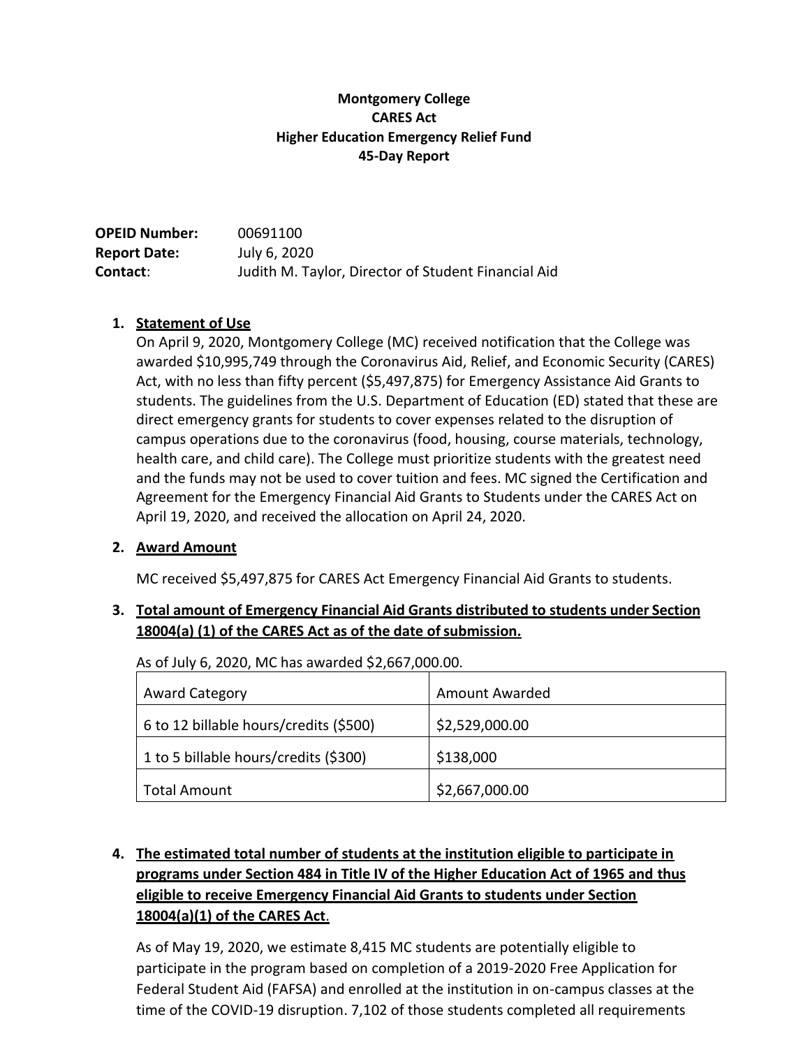**Montgomery College**
**CARES Act**
**Higher Education Emergency Relief Fund**
**45-Day Report**

**OPEID Number:** 00691100
**Report Date:** July 6, 2020
**Contact**: Judith M. Taylor, Director of Student Financial Aid

1. **Statement of Use**

   On April 9, 2020, Montgomery College (MC) received notification that the College was awarded $10,995,749 through the Coronavirus Aid, Relief, and Economic Security (CARES) Act, with no less than fifty percent ($5,497,875) for Emergency Assistance Aid Grants to students. The guidelines from the U.S. Department of Education (ED) stated that these are direct emergency grants for students to cover expenses related to the disruption of campus operations due to the coronavirus (food, housing, course materials, technology, health care, and child care). The College must prioritize students with the greatest need and the funds may not be used to cover tuition and fees. MC signed the Certification and Agreement for the Emergency Financial Aid Grants to Students under the CARES Act on April 19, 2020, and received the allocation on April 24, 2020.

2. **Award Amount**

   MC received $5,497,875 for CARES Act Emergency Financial Aid Grants to students.

3. **Total amount of Emergency Financial Aid Grants distributed to students under Section 18004(a) (1) of the CARES Act as of the date of submission.**

   As of July 6, 2020, MC has awarded $2,667,000.00.

| Award Category | Amount Awarded |
|---|---|
| 6 to 12 billable hours/credits ($500) | $2,529,000.00 |
| 1 to 5 billable hours/credits ($300) | $138,000 |
| Total Amount | $2,667,000.00 |

4. **The estimated total number of students at the institution eligible to participate in programs under Section 484 in Title IV of the Higher Education Act of 1965 and thus eligible to receive Emergency Financial Aid Grants to students under Section 18004(a)(1) of the CARES Act**.

   As of May 19, 2020, we estimate 8,415 MC students are potentially eligible to participate in the program based on completion of a 2019-2020 Free Application for Federal Student Aid (FAFSA) and enrolled at the institution in on-campus classes at the time of the COVID-19 disruption. 7,102 of those students completed all requirements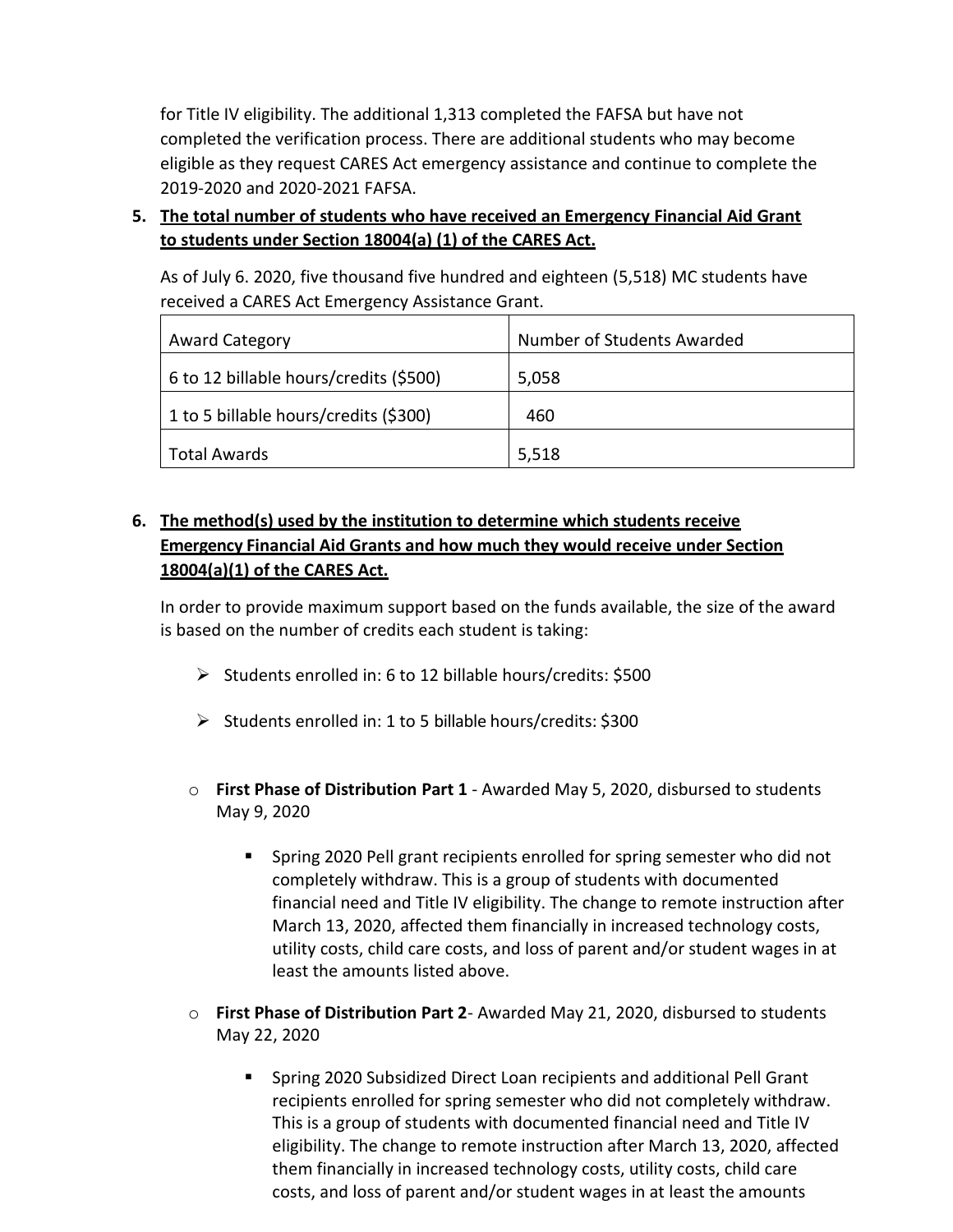for Title IV eligibility. The additional 1,313 completed the FAFSA but have not completed the verification process. There are additional students who may become eligible as they request CARES Act emergency assistance and continue to complete the 2019-2020 and 2020-2021 FAFSA.

5. **The total number of students who have received an Emergency Financial Aid Grant to students under Section 18004(a) (1) of the CARES Act.**

   As of July 6. 2020, five thousand five hundred and eighteen (5,518) MC students have received a CARES Act Emergency Assistance Grant.

| Award Category | Number of Students Awarded |
|---|---|
| 6 to 12 billable hours/credits ($500) | 5,058 |
| 1 to 5 billable hours/credits ($300) | 460 |
| Total Awards | 5,518 |

6. **The method(s) used by the institution to determine which students receive Emergency Financial Aid Grants and how much they would receive under Section 18004(a)(1) of the CARES Act.**

   In order to provide maximum support based on the funds available, the size of the award is based on the number of credits each student is taking:

   - Students enrolled in: 6 to 12 billable hours/credits: $500
   - Students enrolled in: 1 to 5 billable hours/credits: $300

   - **First Phase of Distribution Part 1** - Awarded May 5, 2020, disbursed to students May 9, 2020
     - Spring 2020 Pell grant recipients enrolled for spring semester who did not completely withdraw. This is a group of students with documented financial need and Title IV eligibility. The change to remote instruction after March 13, 2020, affected them financially in increased technology costs, utility costs, child care costs, and loss of parent and/or student wages in at least the amounts listed above.
   - **First Phase of Distribution Part 2**- Awarded May 21, 2020, disbursed to students May 22, 2020
     - Spring 2020 Subsidized Direct Loan recipients and additional Pell Grant recipients enrolled for spring semester who did not completely withdraw. This is a group of students with documented financial need and Title IV eligibility. The change to remote instruction after March 13, 2020, affected them financially in increased technology costs, utility costs, child care costs, and loss of parent and/or student wages in at least the amounts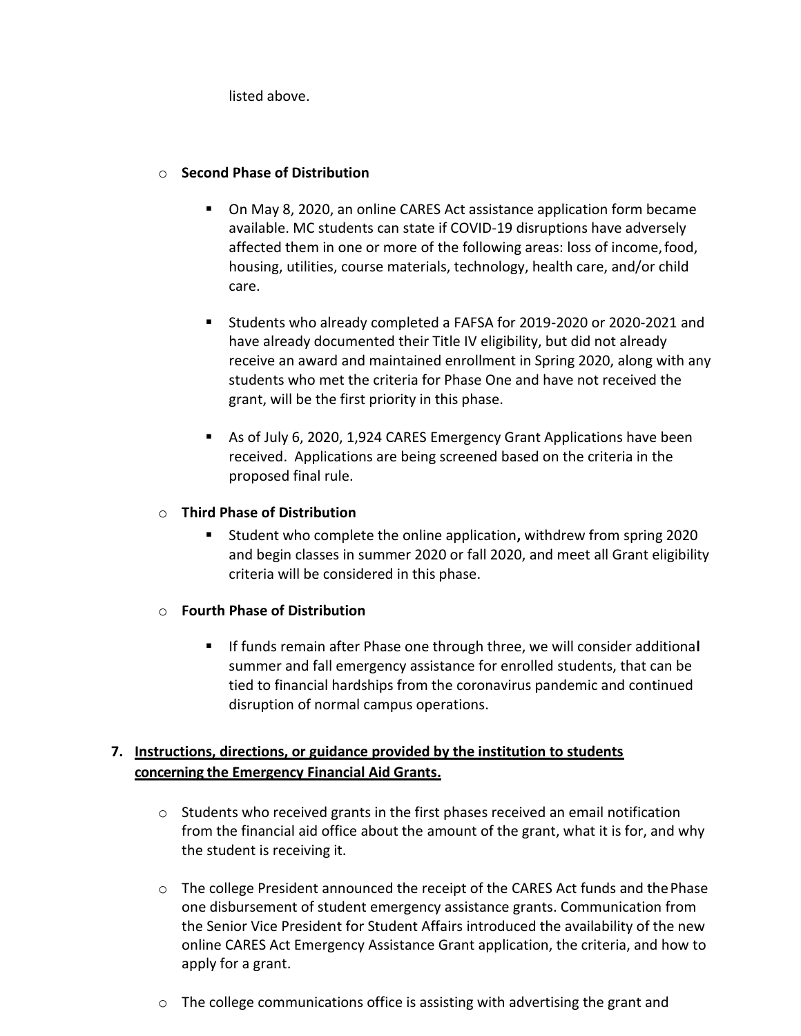listed above.

- **Second Phase of Distribution**
  - On May 8, 2020, an online CARES Act assistance application form became available. MC students can state if COVID-19 disruptions have adversely affected them in one or more of the following areas: loss of income, food, housing, utilities, course materials, technology, health care, and/or child care.
  - Students who already completed a FAFSA for 2019-2020 or 2020-2021 and have already documented their Title IV eligibility, but did not already receive an award and maintained enrollment in Spring 2020, along with any students who met the criteria for Phase One and have not received the grant, will be the first priority in this phase.
  - As of July 6, 2020, 1,924 CARES Emergency Grant Applications have been received. Applications are being screened based on the criteria in the proposed final rule.
- **Third Phase of Distribution**
  - Student who complete the online application**,** withdrew from spring 2020 and begin classes in summer 2020 or fall 2020, and meet all Grant eligibility criteria will be considered in this phase.
- **Fourth Phase of Distribution**
  - If funds remain after Phase one through three, we will consider additional summer and fall emergency assistance for enrolled students, that can be tied to financial hardships from the coronavirus pandemic and continued disruption of normal campus operations.

**7. Instructions, directions, or guidance provided by the institution to students concerning the Emergency Financial Aid Grants.**

- Students who received grants in the first phases received an email notification from the financial aid office about the amount of the grant, what it is for, and why the student is receiving it.
- The college President announced the receipt of the CARES Act funds and the Phase one disbursement of student emergency assistance grants. Communication from the Senior Vice President for Student Affairs introduced the availability of the new online CARES Act Emergency Assistance Grant application, the criteria, and how to apply for a grant.
- The college communications office is assisting with advertising the grant and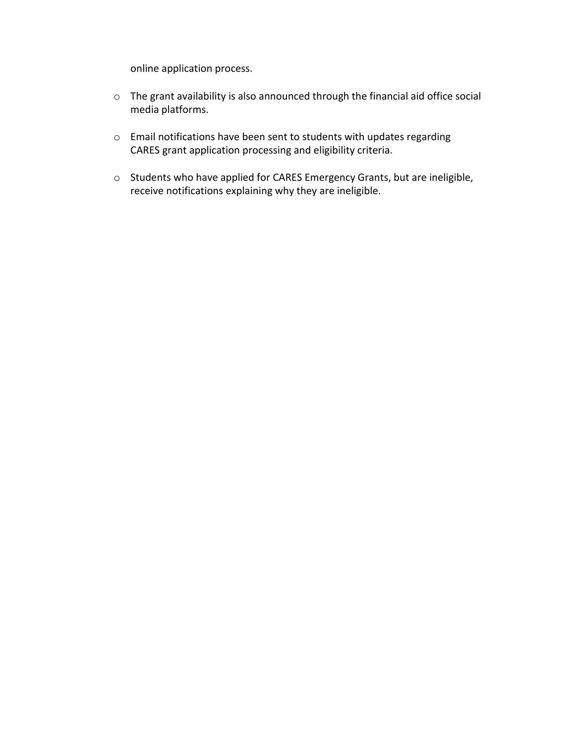online application process.

- The grant availability is also announced through the financial aid office social media platforms.

- Email notifications have been sent to students with updates regarding CARES grant application processing and eligibility criteria.

- Students who have applied for CARES Emergency Grants, but are ineligible, receive notifications explaining why they are ineligible.